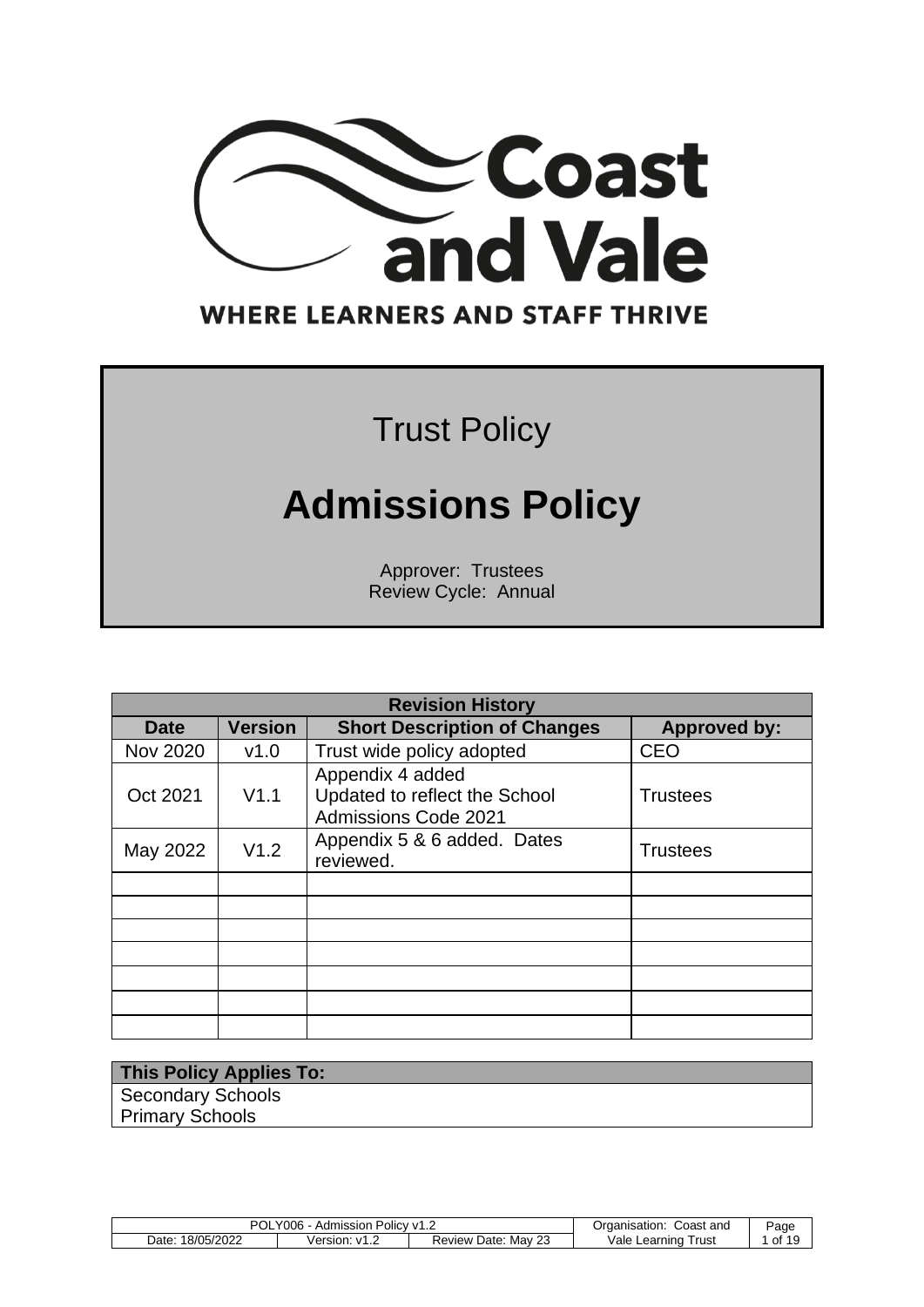Coast and Vale

WHERE LEARNERS AND STAFF THRIVE

Trust Policy

# Admissions Policy

Approver: Trustees
Review Cycle: Annual

| Revision History | | | |
|---|---|---|---|
| **Date** | **Version** | **Short Description of Changes** | **Approved by:** |
| Nov 2020 | v1.0 | Trust wide policy adopted | CEO |
| Oct 2021 | V1.1 | Appendix 4 added<br>Updated to reflect the School Admissions Code 2021 | Trustees |
| May 2022 | V1.2 | Appendix 5 & 6 added. Dates reviewed. | Trustees |
| | | | |
| | | | |
| | | | |
| | | | |
| | | | |
| | | | |
| | | | |

| **This Policy Applies To:** |
|---|
| Secondary Schools<br>Primary Schools |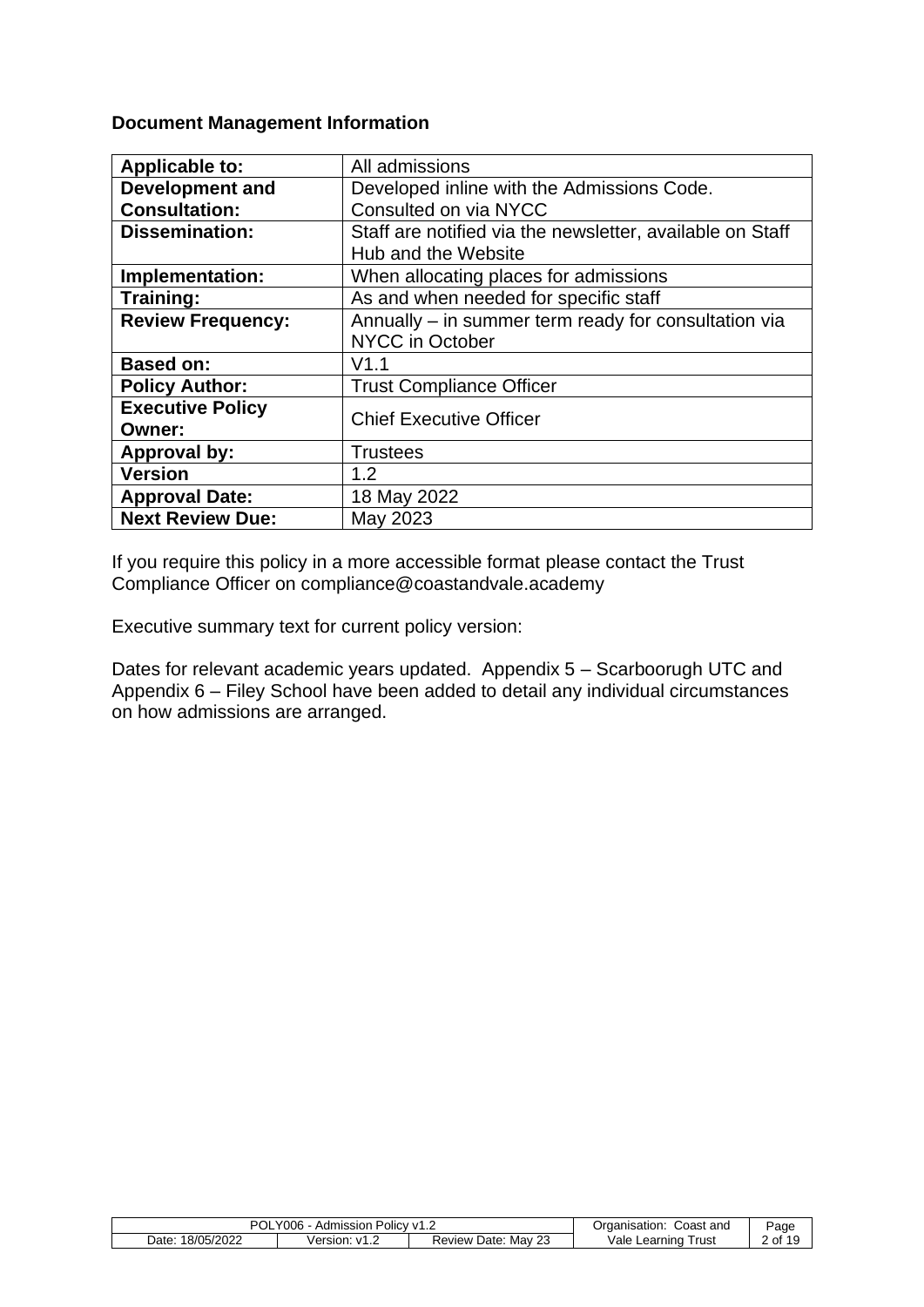**Document Management Information**

| Applicable to: | All admissions |
|---|---|
| **Development and Consultation:** | Developed inline with the Admissions Code. Consulted on via NYCC |
| **Dissemination:** | Staff are notified via the newsletter, available on Staff Hub and the Website |
| **Implementation:** | When allocating places for admissions |
| **Training:** | As and when needed for specific staff |
| **Review Frequency:** | Annually – in summer term ready for consultation via NYCC in October |
| **Based on:** | V1.1 |
| **Policy Author:** | Trust Compliance Officer |
| **Executive Policy Owner:** | Chief Executive Officer |
| **Approval by:** | Trustees |
| **Version** | 1.2 |
| **Approval Date:** | 18 May 2022 |
| **Next Review Due:** | May 2023 |

If you require this policy in a more accessible format please contact the Trust Compliance Officer on compliance@coastandvale.academy

Executive summary text for current policy version:

Dates for relevant academic years updated. Appendix 5 – Scarboorugh UTC and Appendix 6 – Filey School have been added to detail any individual circumstances on how admissions are arranged.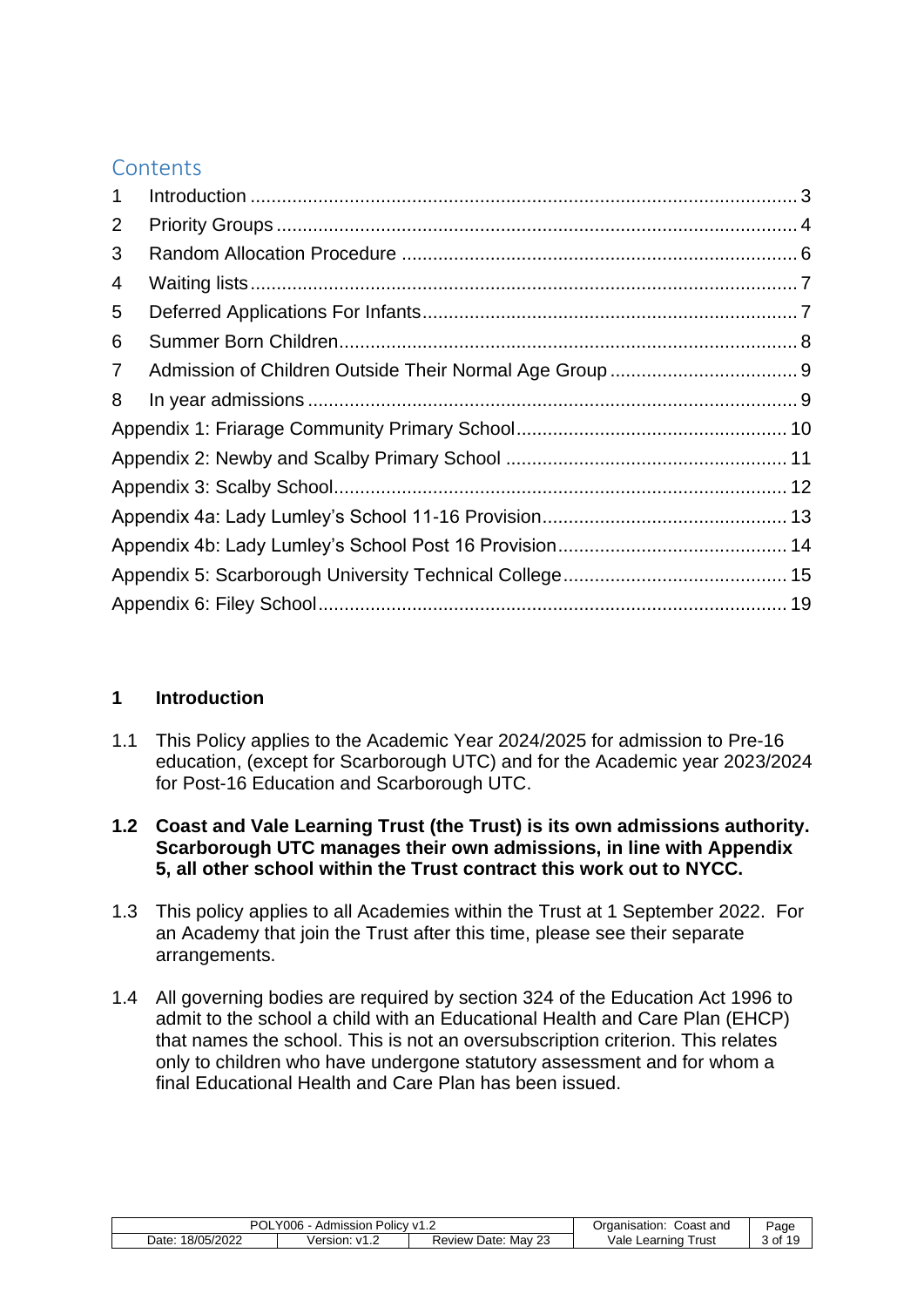## Contents

1 Introduction ........................................................................................................ 3
2 Priority Groups ................................................................................................... 4
3 Random Allocation Procedure ........................................................................... 6
4 Waiting lists ........................................................................................................ 7
5 Deferred Applications For Infants ....................................................................... 7
6 Summer Born Children ....................................................................................... 8
7 Admission of Children Outside Their Normal Age Group .................................... 9
8 In year admissions ............................................................................................. 9
Appendix 1: Friarage Community Primary School .................................................... 10
Appendix 2: Newby and Scalby Primary School ....................................................... 11
Appendix 3: Scalby School ....................................................................................... 12
Appendix 4a: Lady Lumley's School 11-16 Provision ............................................... 13
Appendix 4b: Lady Lumley's School Post 16 Provision ............................................ 14
Appendix 5: Scarborough University Technical College ........................................... 15
Appendix 6: Filey School .......................................................................................... 19

## 1 Introduction

1.1 This Policy applies to the Academic Year 2024/2025 for admission to Pre-16 education, (except for Scarborough UTC) and for the Academic year 2023/2024 for Post-16 Education and Scarborough UTC.

**1.2 Coast and Vale Learning Trust (the Trust) is its own admissions authority. Scarborough UTC manages their own admissions, in line with Appendix 5, all other school within the Trust contract this work out to NYCC.**

1.3 This policy applies to all Academies within the Trust at 1 September 2022. For an Academy that join the Trust after this time, please see their separate arrangements.

1.4 All governing bodies are required by section 324 of the Education Act 1996 to admit to the school a child with an Educational Health and Care Plan (EHCP) that names the school. This is not an oversubscription criterion. This relates only to children who have undergone statutory assessment and for whom a final Educational Health and Care Plan has been issued.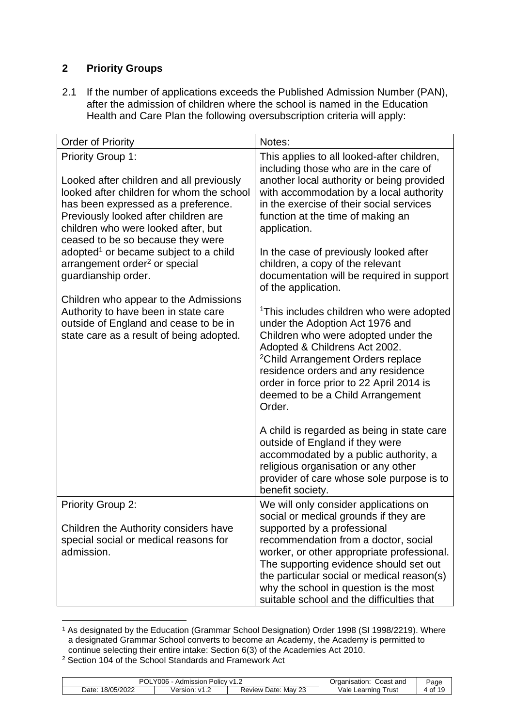## 2 Priority Groups

2.1 If the number of applications exceeds the Published Admission Number (PAN), after the admission of children where the school is named in the Education Health and Care Plan the following oversubscription criteria will apply:

| Order of Priority | Notes: |
|---|---|
| Priority Group 1:<br><br>Looked after children and all previously looked after children for whom the school has been expressed as a preference. Previously looked after children are children who were looked after, but ceased to be so because they were adopted[1] or became subject to a child arrangement order[2] or special guardianship order.<br><br>Children who appear to the Admissions Authority to have been in state care outside of England and cease to be in state care as a result of being adopted. | This applies to all looked-after children, including those who are in the care of another local authority or being provided with accommodation by a local authority in the exercise of their social services function at the time of making an application.<br><br>In the case of previously looked after children, a copy of the relevant documentation will be required in support of the application.<br><br>[1]This includes children who were adopted under the Adoption Act 1976 and Children who were adopted under the Adopted & Childrens Act 2002.<br>[2]Child Arrangement Orders replace residence orders and any residence order in force prior to 22 April 2014 is deemed to be a Child Arrangement Order.<br><br>A child is regarded as being in state care outside of England if they were accommodated by a public authority, a religious organisation or any other provider of care whose sole purpose is to benefit society. |
| Priority Group 2:<br><br>Children the Authority considers have special social or medical reasons for admission. | We will only consider applications on social or medical grounds if they are supported by a professional recommendation from a doctor, social worker, or other appropriate professional. The supporting evidence should set out the particular social or medical reason(s) why the school in question is the most suitable school and the difficulties that |

[1] As designated by the Education (Grammar School Designation) Order 1998 (SI 1998/2219). Where a designated Grammar School converts to become an Academy, the Academy is permitted to continue selecting their entire intake: Section 6(3) of the Academies Act 2010.

[2] Section 104 of the School Standards and Framework Act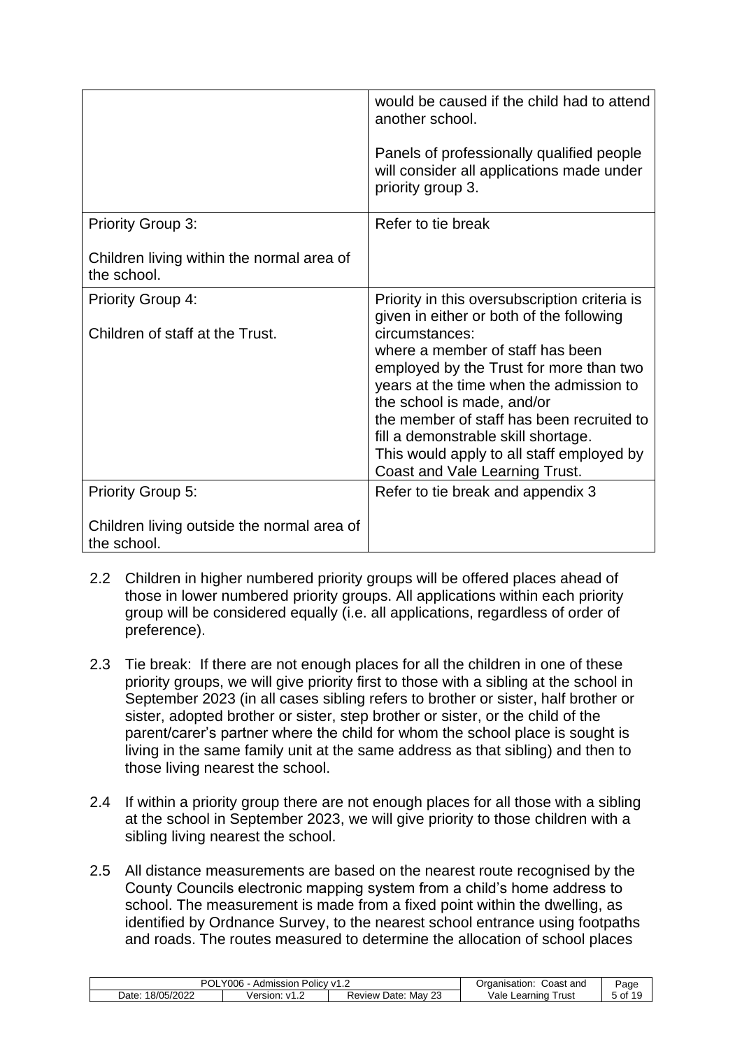| | |
|---|---|
| | would be caused if the child had to attend another school.<br><br>Panels of professionally qualified people will consider all applications made under priority group 3. |
| Priority Group 3:<br><br>Children living within the normal area of the school. | Refer to tie break |
| Priority Group 4:<br><br>Children of staff at the Trust. | Priority in this oversubscription criteria is given in either or both of the following circumstances:<br>where a member of staff has been employed by the Trust for more than two years at the time when the admission to the school is made, and/or<br>the member of staff has been recruited to fill a demonstrable skill shortage.<br>This would apply to all staff employed by Coast and Vale Learning Trust. |
| Priority Group 5:<br><br>Children living outside the normal area of the school. | Refer to tie break and appendix 3 |

2.2 Children in higher numbered priority groups will be offered places ahead of those in lower numbered priority groups. All applications within each priority group will be considered equally (i.e. all applications, regardless of order of preference).

2.3 Tie break: If there are not enough places for all the children in one of these priority groups, we will give priority first to those with a sibling at the school in September 2023 (in all cases sibling refers to brother or sister, half brother or sister, adopted brother or sister, step brother or sister, or the child of the parent/carer's partner where the child for whom the school place is sought is living in the same family unit at the same address as that sibling) and then to those living nearest the school.

2.4 If within a priority group there are not enough places for all those with a sibling at the school in September 2023, we will give priority to those children with a sibling living nearest the school.

2.5 All distance measurements are based on the nearest route recognised by the County Councils electronic mapping system from a child's home address to school. The measurement is made from a fixed point within the dwelling, as identified by Ordnance Survey, to the nearest school entrance using footpaths and roads. The routes measured to determine the allocation of school places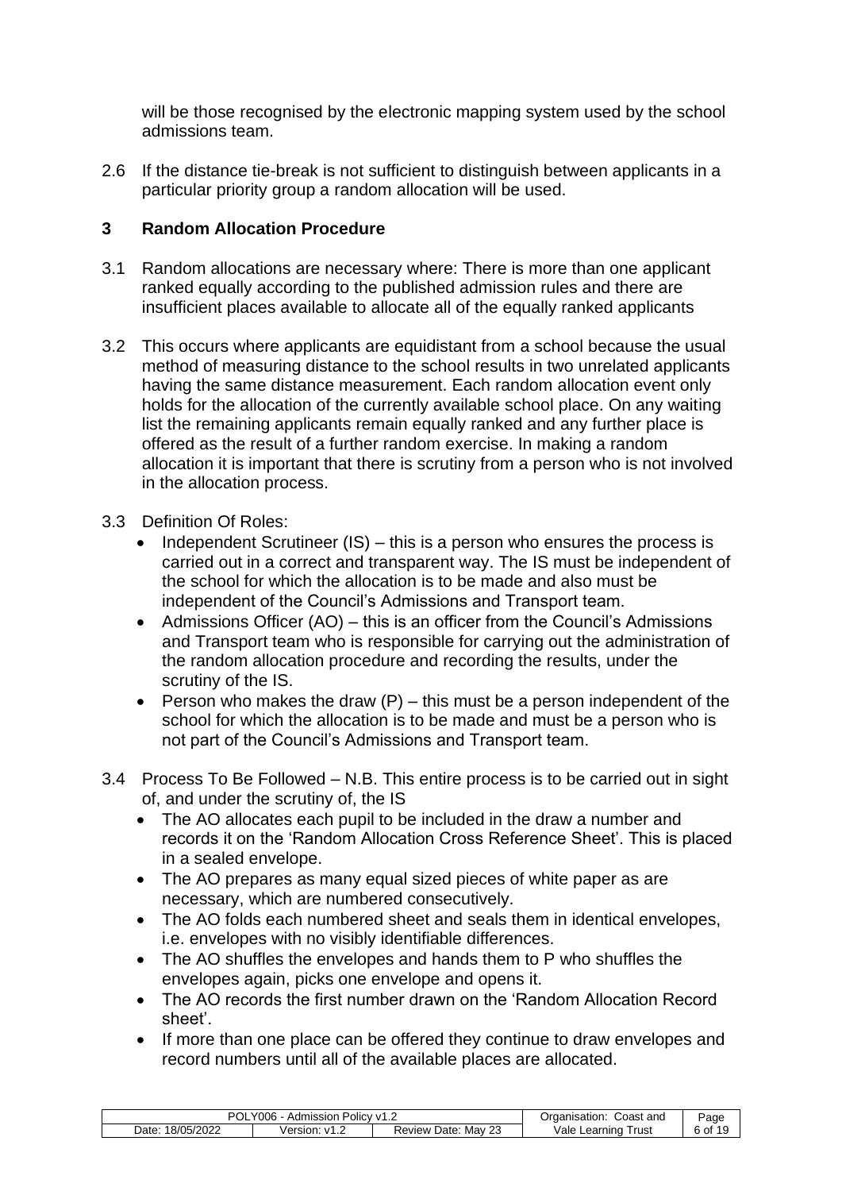will be those recognised by the electronic mapping system used by the school admissions team.

2.6 If the distance tie-break is not sufficient to distinguish between applicants in a particular priority group a random allocation will be used.

## 3 Random Allocation Procedure

3.1 Random allocations are necessary where: There is more than one applicant ranked equally according to the published admission rules and there are insufficient places available to allocate all of the equally ranked applicants

3.2 This occurs where applicants are equidistant from a school because the usual method of measuring distance to the school results in two unrelated applicants having the same distance measurement. Each random allocation event only holds for the allocation of the currently available school place. On any waiting list the remaining applicants remain equally ranked and any further place is offered as the result of a further random exercise. In making a random allocation it is important that there is scrutiny from a person who is not involved in the allocation process.

3.3 Definition Of Roles:

- Independent Scrutineer (IS) – this is a person who ensures the process is carried out in a correct and transparent way. The IS must be independent of the school for which the allocation is to be made and also must be independent of the Council's Admissions and Transport team.
- Admissions Officer (AO) – this is an officer from the Council's Admissions and Transport team who is responsible for carrying out the administration of the random allocation procedure and recording the results, under the scrutiny of the IS.
- Person who makes the draw (P) – this must be a person independent of the school for which the allocation is to be made and must be a person who is not part of the Council's Admissions and Transport team.

3.4 Process To Be Followed – N.B. This entire process is to be carried out in sight of, and under the scrutiny of, the IS

- The AO allocates each pupil to be included in the draw a number and records it on the 'Random Allocation Cross Reference Sheet'. This is placed in a sealed envelope.
- The AO prepares as many equal sized pieces of white paper as are necessary, which are numbered consecutively.
- The AO folds each numbered sheet and seals them in identical envelopes, i.e. envelopes with no visibly identifiable differences.
- The AO shuffles the envelopes and hands them to P who shuffles the envelopes again, picks one envelope and opens it.
- The AO records the first number drawn on the 'Random Allocation Record sheet'.
- If more than one place can be offered they continue to draw envelopes and record numbers until all of the available places are allocated.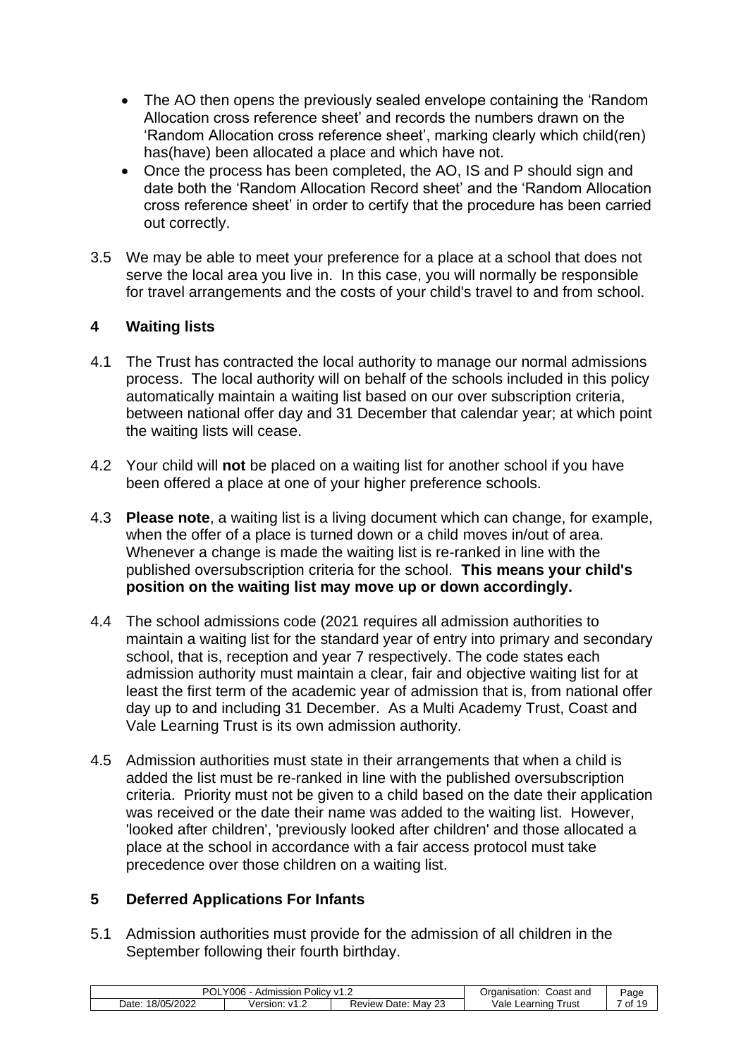- The AO then opens the previously sealed envelope containing the 'Random Allocation cross reference sheet' and records the numbers drawn on the 'Random Allocation cross reference sheet', marking clearly which child(ren) has(have) been allocated a place and which have not.
- Once the process has been completed, the AO, IS and P should sign and date both the 'Random Allocation Record sheet' and the 'Random Allocation cross reference sheet' in order to certify that the procedure has been carried out correctly.

3.5 We may be able to meet your preference for a place at a school that does not serve the local area you live in. In this case, you will normally be responsible for travel arrangements and the costs of your child's travel to and from school.

## 4 Waiting lists

4.1 The Trust has contracted the local authority to manage our normal admissions process. The local authority will on behalf of the schools included in this policy automatically maintain a waiting list based on our over subscription criteria, between national offer day and 31 December that calendar year; at which point the waiting lists will cease.

4.2 Your child will **not** be placed on a waiting list for another school if you have been offered a place at one of your higher preference schools.

4.3 **Please note**, a waiting list is a living document which can change, for example, when the offer of a place is turned down or a child moves in/out of area. Whenever a change is made the waiting list is re-ranked in line with the published oversubscription criteria for the school. **This means your child's position on the waiting list may move up or down accordingly.**

4.4 The school admissions code (2021 requires all admission authorities to maintain a waiting list for the standard year of entry into primary and secondary school, that is, reception and year 7 respectively. The code states each admission authority must maintain a clear, fair and objective waiting list for at least the first term of the academic year of admission that is, from national offer day up to and including 31 December. As a Multi Academy Trust, Coast and Vale Learning Trust is its own admission authority.

4.5 Admission authorities must state in their arrangements that when a child is added the list must be re-ranked in line with the published oversubscription criteria. Priority must not be given to a child based on the date their application was received or the date their name was added to the waiting list. However, 'looked after children', 'previously looked after children' and those allocated a place at the school in accordance with a fair access protocol must take precedence over those children on a waiting list.

## 5 Deferred Applications For Infants

5.1 Admission authorities must provide for the admission of all children in the September following their fourth birthday.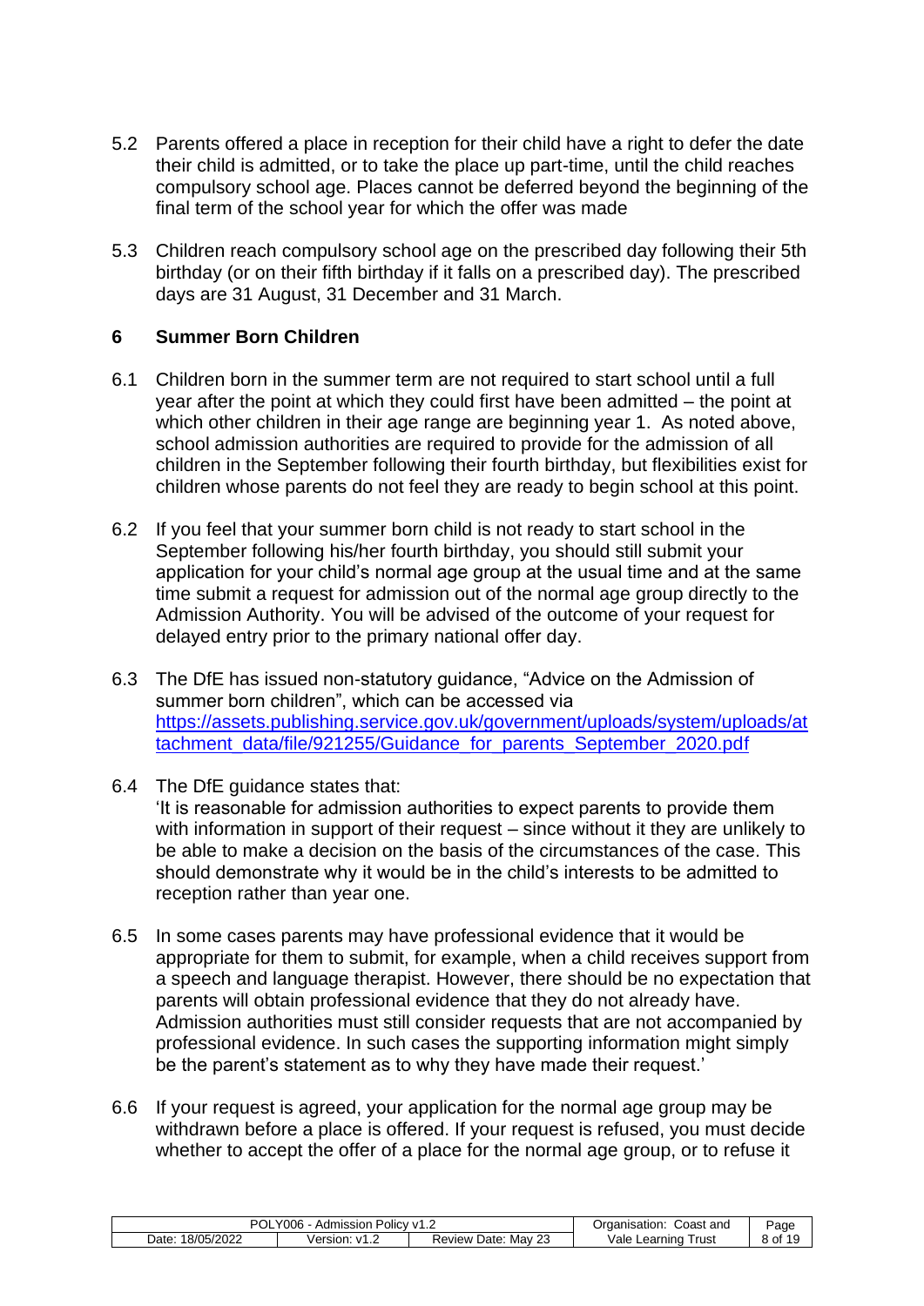5.2 Parents offered a place in reception for their child have a right to defer the date their child is admitted, or to take the place up part-time, until the child reaches compulsory school age. Places cannot be deferred beyond the beginning of the final term of the school year for which the offer was made

5.3 Children reach compulsory school age on the prescribed day following their 5th birthday (or on their fifth birthday if it falls on a prescribed day). The prescribed days are 31 August, 31 December and 31 March.

## 6 Summer Born Children

6.1 Children born in the summer term are not required to start school until a full year after the point at which they could first have been admitted – the point at which other children in their age range are beginning year 1. As noted above, school admission authorities are required to provide for the admission of all children in the September following their fourth birthday, but flexibilities exist for children whose parents do not feel they are ready to begin school at this point.

6.2 If you feel that your summer born child is not ready to start school in the September following his/her fourth birthday, you should still submit your application for your child's normal age group at the usual time and at the same time submit a request for admission out of the normal age group directly to the Admission Authority. You will be advised of the outcome of your request for delayed entry prior to the primary national offer day.

6.3 The DfE has issued non-statutory guidance, "Advice on the Admission of summer born children", which can be accessed via [https://assets.publishing.service.gov.uk/government/uploads/system/uploads/attachment_data/file/921255/Guidance_for_parents_September_2020.pdf](https://assets.publishing.service.gov.uk/government/uploads/system/uploads/attachment_data/file/921255/Guidance_for_parents_September_2020.pdf)

6.4 The DfE guidance states that:
'It is reasonable for admission authorities to expect parents to provide them with information in support of their request – since without it they are unlikely to be able to make a decision on the basis of the circumstances of the case. This should demonstrate why it would be in the child's interests to be admitted to reception rather than year one.

6.5 In some cases parents may have professional evidence that it would be appropriate for them to submit, for example, when a child receives support from a speech and language therapist. However, there should be no expectation that parents will obtain professional evidence that they do not already have. Admission authorities must still consider requests that are not accompanied by professional evidence. In such cases the supporting information might simply be the parent's statement as to why they have made their request.'

6.6 If your request is agreed, your application for the normal age group may be withdrawn before a place is offered. If your request is refused, you must decide whether to accept the offer of a place for the normal age group, or to refuse it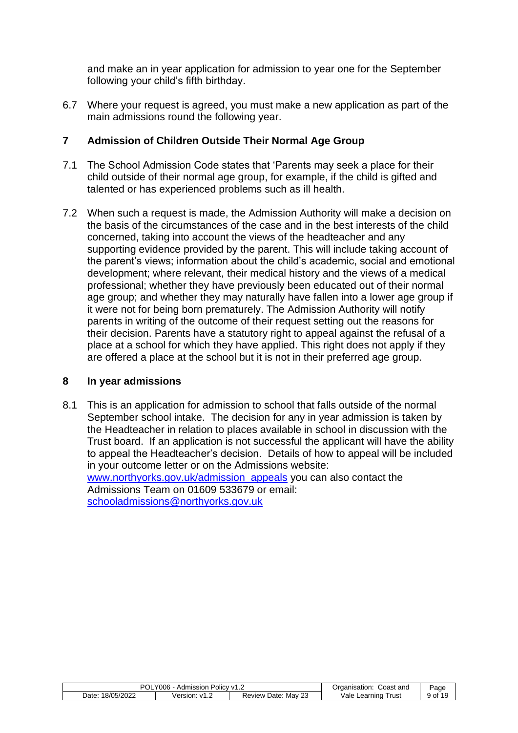and make an in year application for admission to year one for the September following your child's fifth birthday.

6.7 Where your request is agreed, you must make a new application as part of the main admissions round the following year.

## 7 Admission of Children Outside Their Normal Age Group

7.1 The School Admission Code states that 'Parents may seek a place for their child outside of their normal age group, for example, if the child is gifted and talented or has experienced problems such as ill health.

7.2 When such a request is made, the Admission Authority will make a decision on the basis of the circumstances of the case and in the best interests of the child concerned, taking into account the views of the headteacher and any supporting evidence provided by the parent. This will include taking account of the parent's views; information about the child's academic, social and emotional development; where relevant, their medical history and the views of a medical professional; whether they have previously been educated out of their normal age group; and whether they may naturally have fallen into a lower age group if it were not for being born prematurely. The Admission Authority will notify parents in writing of the outcome of their request setting out the reasons for their decision. Parents have a statutory right to appeal against the refusal of a place at a school for which they have applied. This right does not apply if they are offered a place at the school but it is not in their preferred age group.

## 8 In year admissions

8.1 This is an application for admission to school that falls outside of the normal September school intake. The decision for any in year admission is taken by the Headteacher in relation to places available in school in discussion with the Trust board. If an application is not successful the applicant will have the ability to appeal the Headteacher's decision. Details of how to appeal will be included in your outcome letter or on the Admissions website: [www.northyorks.gov.uk/admission_appeals](www.northyorks.gov.uk/admission_appeals) you can also contact the Admissions Team on 01609 533679 or email: [schooladmissions@northyorks.gov.uk](mailto:schooladmissions@northyorks.gov.uk)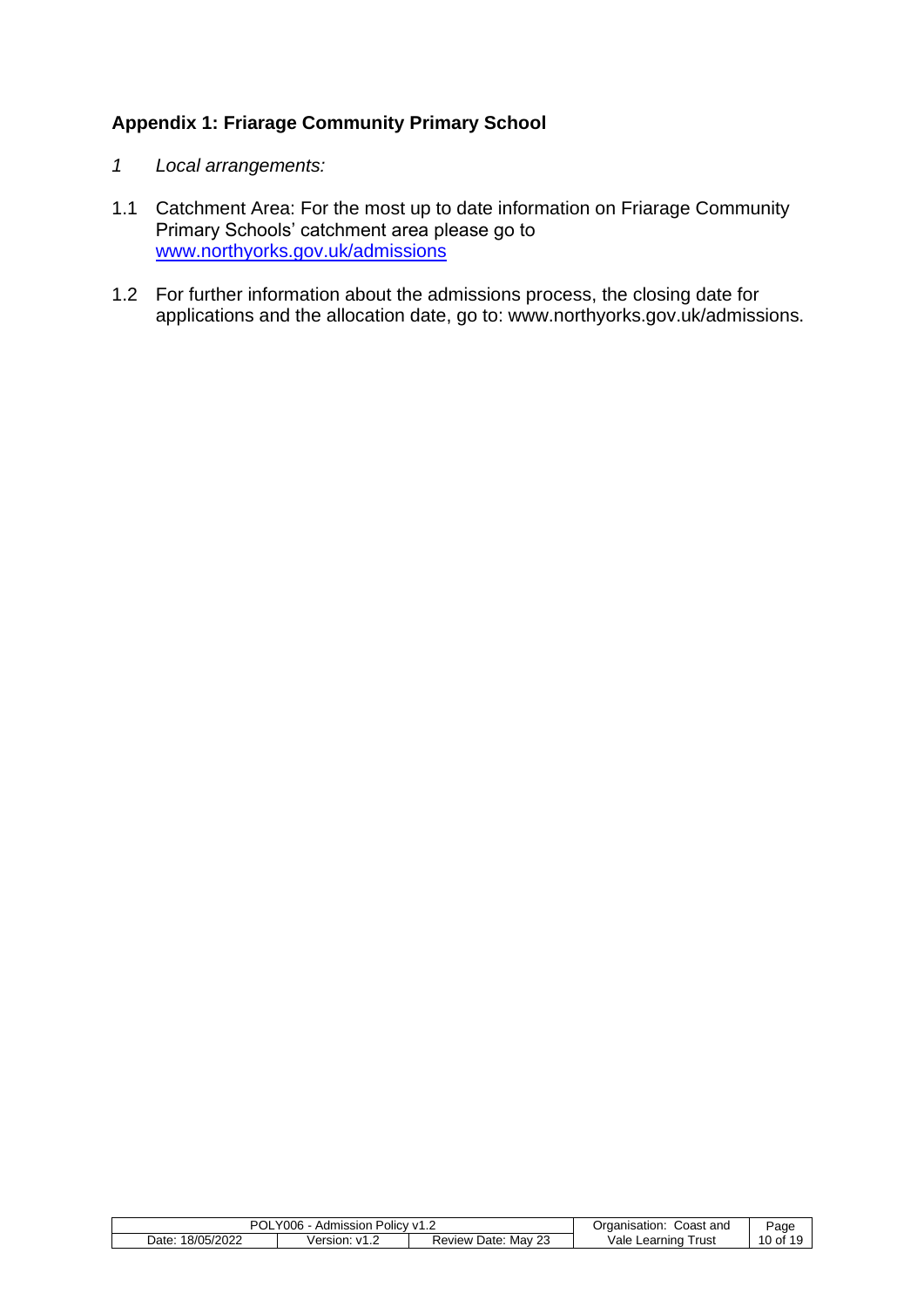## Appendix 1: Friarage Community Primary School

*1 Local arrangements:*

1.1 Catchment Area: For the most up to date information on Friarage Community Primary Schools' catchment area please go to [www.northyorks.gov.uk/admissions](http://www.northyorks.gov.uk/admissions)

1.2 For further information about the admissions process, the closing date for applications and the allocation date, go to: www.northyorks.gov.uk/admissions.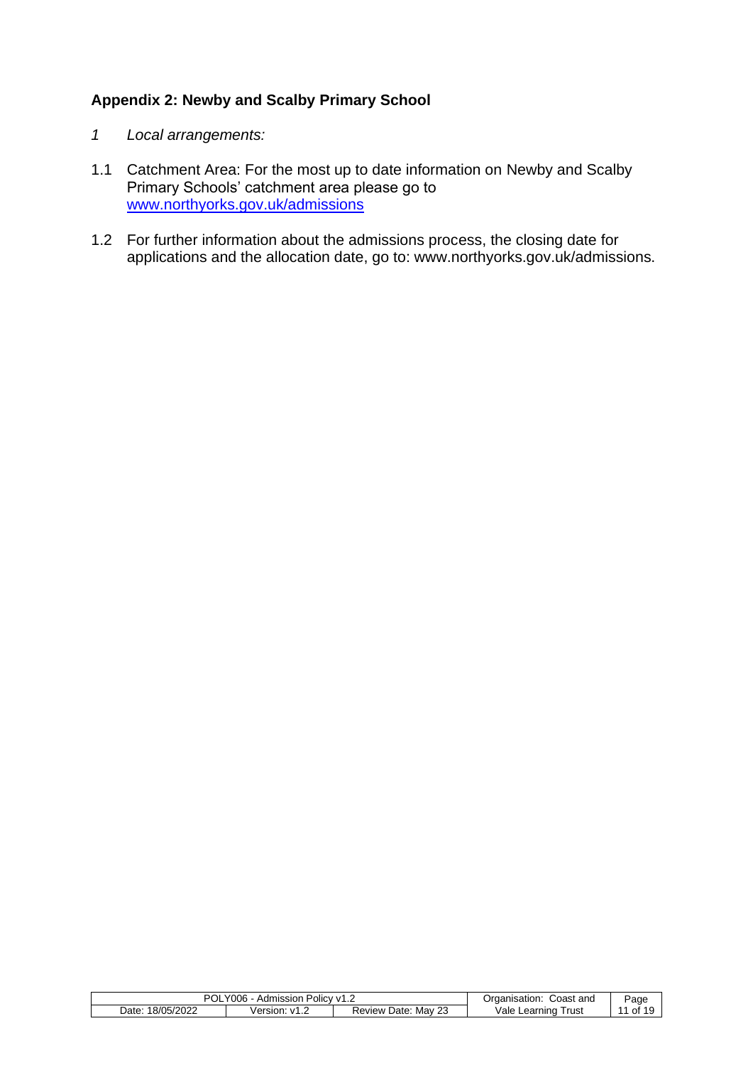## Appendix 2: Newby and Scalby Primary School

*1 Local arrangements:*

1.1 Catchment Area: For the most up to date information on Newby and Scalby Primary Schools' catchment area please go to [www.northyorks.gov.uk/admissions](www.northyorks.gov.uk/admissions)

1.2 For further information about the admissions process, the closing date for applications and the allocation date, go to: www.northyorks.gov.uk/admissions.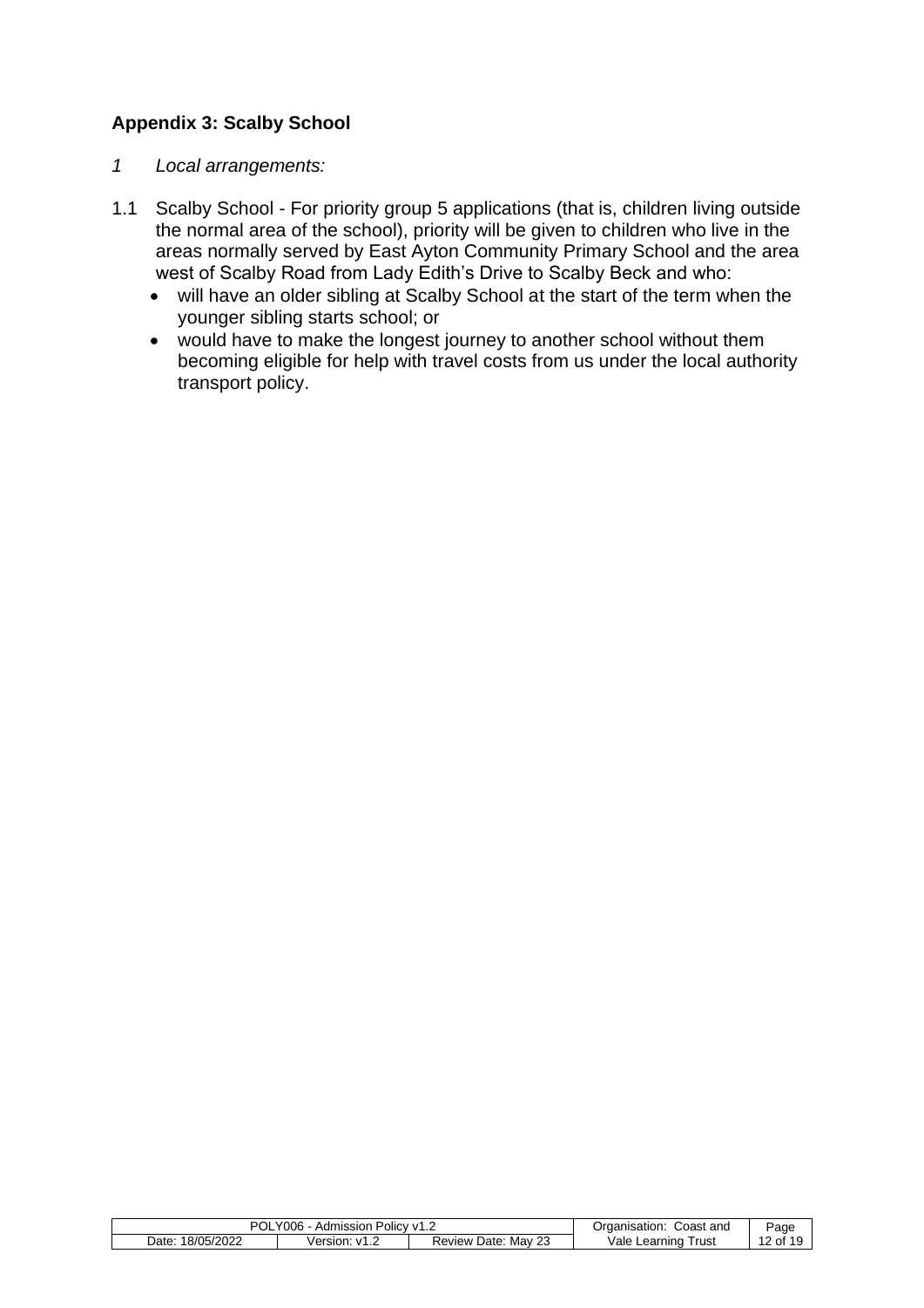### Appendix 3: Scalby School

*1 Local arrangements:*

1.1 Scalby School - For priority group 5 applications (that is, children living outside the normal area of the school), priority will be given to children who live in the areas normally served by East Ayton Community Primary School and the area west of Scalby Road from Lady Edith's Drive to Scalby Beck and who:

- will have an older sibling at Scalby School at the start of the term when the younger sibling starts school; or
- would have to make the longest journey to another school without them becoming eligible for help with travel costs from us under the local authority transport policy.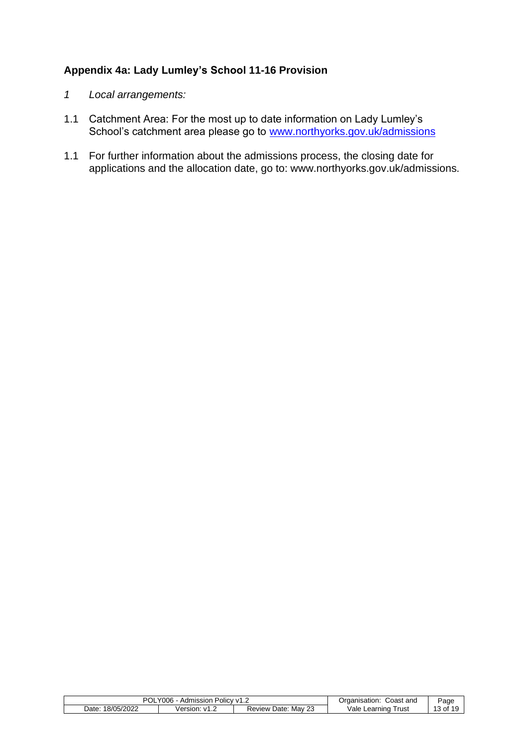### Appendix 4a: Lady Lumley's School 11-16 Provision

*1 Local arrangements:*

1.1 Catchment Area: For the most up to date information on Lady Lumley's School's catchment area please go to [www.northyorks.gov.uk/admissions](http://www.northyorks.gov.uk/admissions)

1.1 For further information about the admissions process, the closing date for applications and the allocation date, go to: www.northyorks.gov.uk/admissions.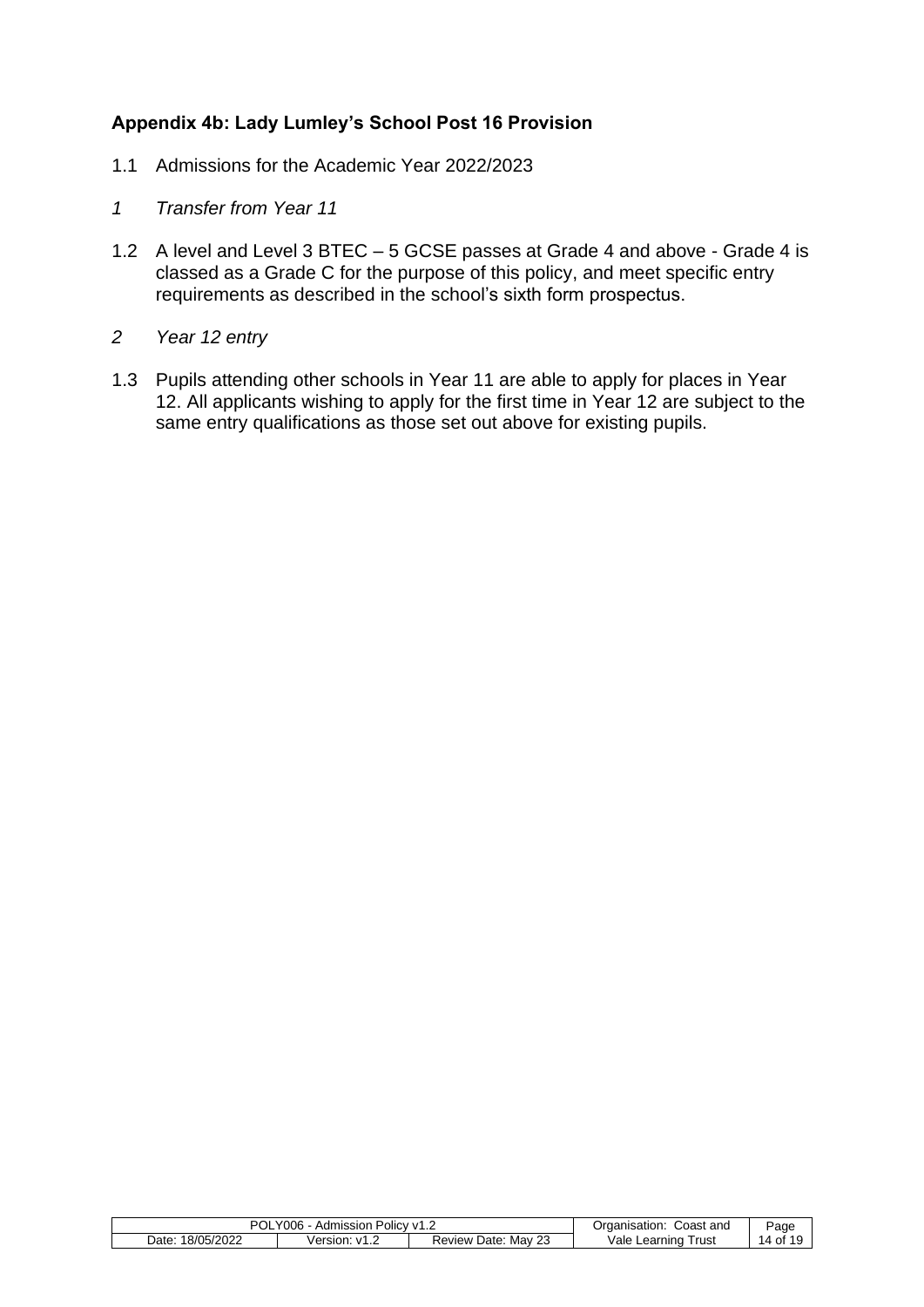### Appendix 4b: Lady Lumley's School Post 16 Provision

1.1 Admissions for the Academic Year 2022/2023

*1 Transfer from Year 11*

1.2 A level and Level 3 BTEC – 5 GCSE passes at Grade 4 and above - Grade 4 is classed as a Grade C for the purpose of this policy, and meet specific entry requirements as described in the school's sixth form prospectus.

*2 Year 12 entry*

1.3 Pupils attending other schools in Year 11 are able to apply for places in Year 12. All applicants wishing to apply for the first time in Year 12 are subject to the same entry qualifications as those set out above for existing pupils.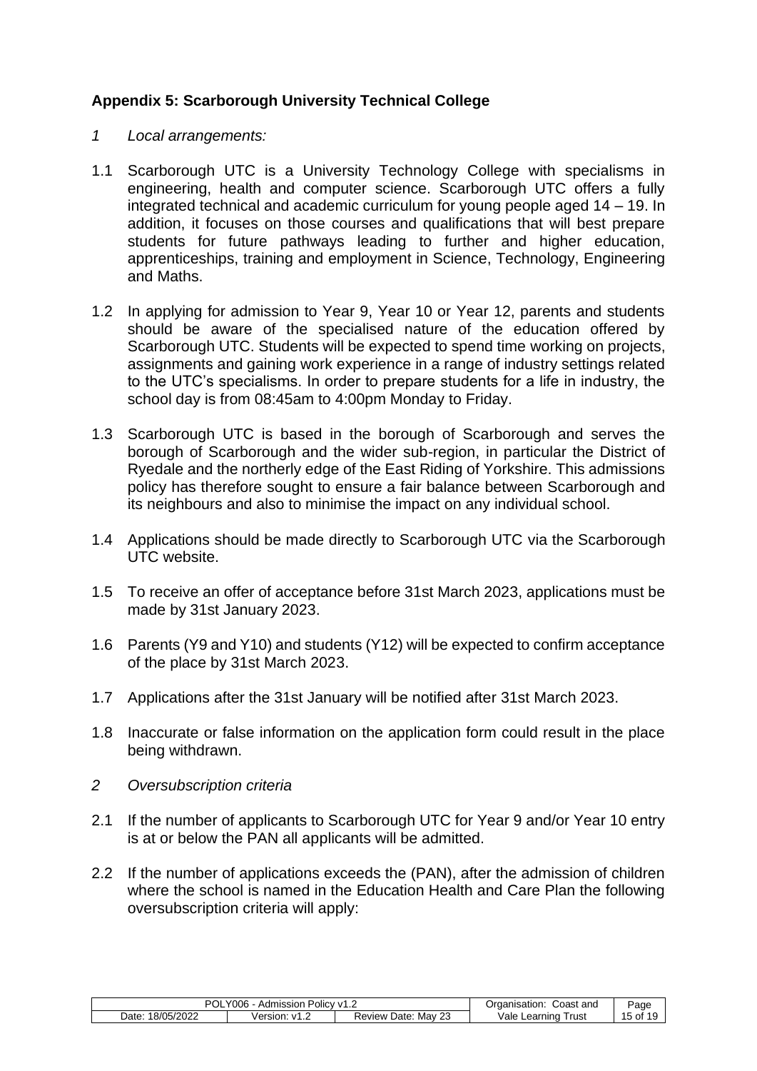## Appendix 5: Scarborough University Technical College

*1 Local arrangements:*

1.1 Scarborough UTC is a University Technology College with specialisms in engineering, health and computer science. Scarborough UTC offers a fully integrated technical and academic curriculum for young people aged 14 – 19. In addition, it focuses on those courses and qualifications that will best prepare students for future pathways leading to further and higher education, apprenticeships, training and employment in Science, Technology, Engineering and Maths.

1.2 In applying for admission to Year 9, Year 10 or Year 12, parents and students should be aware of the specialised nature of the education offered by Scarborough UTC. Students will be expected to spend time working on projects, assignments and gaining work experience in a range of industry settings related to the UTC's specialisms. In order to prepare students for a life in industry, the school day is from 08:45am to 4:00pm Monday to Friday.

1.3 Scarborough UTC is based in the borough of Scarborough and serves the borough of Scarborough and the wider sub-region, in particular the District of Ryedale and the northerly edge of the East Riding of Yorkshire. This admissions policy has therefore sought to ensure a fair balance between Scarborough and its neighbours and also to minimise the impact on any individual school.

1.4 Applications should be made directly to Scarborough UTC via the Scarborough UTC website.

1.5 To receive an offer of acceptance before 31st March 2023, applications must be made by 31st January 2023.

1.6 Parents (Y9 and Y10) and students (Y12) will be expected to confirm acceptance of the place by 31st March 2023.

1.7 Applications after the 31st January will be notified after 31st March 2023.

1.8 Inaccurate or false information on the application form could result in the place being withdrawn.

*2 Oversubscription criteria*

2.1 If the number of applicants to Scarborough UTC for Year 9 and/or Year 10 entry is at or below the PAN all applicants will be admitted.

2.2 If the number of applications exceeds the (PAN), after the admission of children where the school is named in the Education Health and Care Plan the following oversubscription criteria will apply: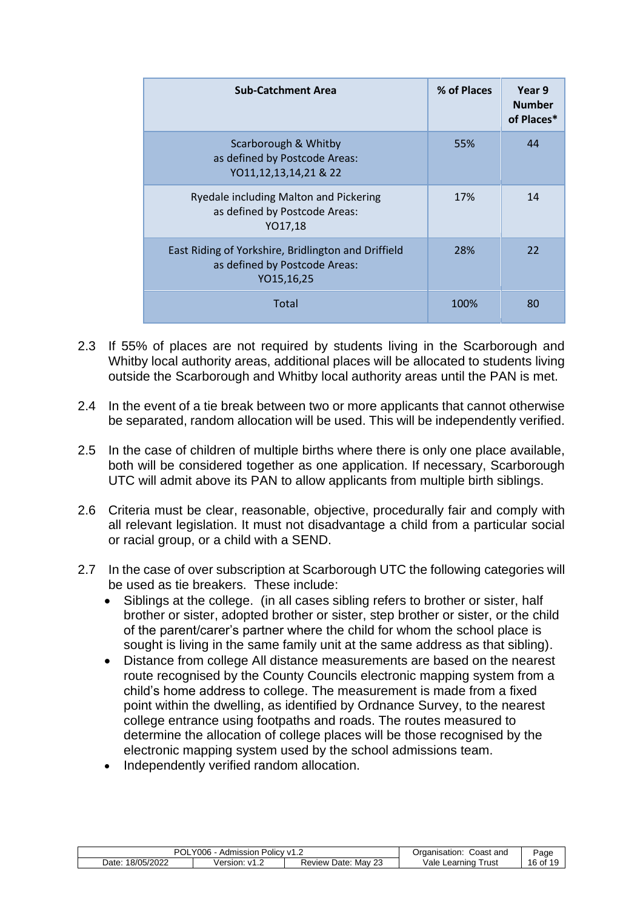| Sub-Catchment Area | % of Places | Year 9 Number of Places* |
|---|---|---|
| Scarborough & Whitby as defined by Postcode Areas: YO11,12,13,14,21 & 22 | 55% | 44 |
| Ryedale including Malton and Pickering as defined by Postcode Areas: YO17,18 | 17% | 14 |
| East Riding of Yorkshire, Bridlington and Driffield as defined by Postcode Areas: YO15,16,25 | 28% | 22 |
| Total | 100% | 80 |

2.3 If 55% of places are not required by students living in the Scarborough and Whitby local authority areas, additional places will be allocated to students living outside the Scarborough and Whitby local authority areas until the PAN is met.

2.4 In the event of a tie break between two or more applicants that cannot otherwise be separated, random allocation will be used. This will be independently verified.

2.5 In the case of children of multiple births where there is only one place available, both will be considered together as one application. If necessary, Scarborough UTC will admit above its PAN to allow applicants from multiple birth siblings.

2.6 Criteria must be clear, reasonable, objective, procedurally fair and comply with all relevant legislation. It must not disadvantage a child from a particular social or racial group, or a child with a SEND.

2.7 In the case of over subscription at Scarborough UTC the following categories will be used as tie breakers. These include:

- Siblings at the college. (in all cases sibling refers to brother or sister, half brother or sister, adopted brother or sister, step brother or sister, or the child of the parent/carer's partner where the child for whom the school place is sought is living in the same family unit at the same address as that sibling).
- Distance from college All distance measurements are based on the nearest route recognised by the County Councils electronic mapping system from a child's home address to college. The measurement is made from a fixed point within the dwelling, as identified by Ordnance Survey, to the nearest college entrance using footpaths and roads. The routes measured to determine the allocation of college places will be those recognised by the electronic mapping system used by the school admissions team.
- Independently verified random allocation.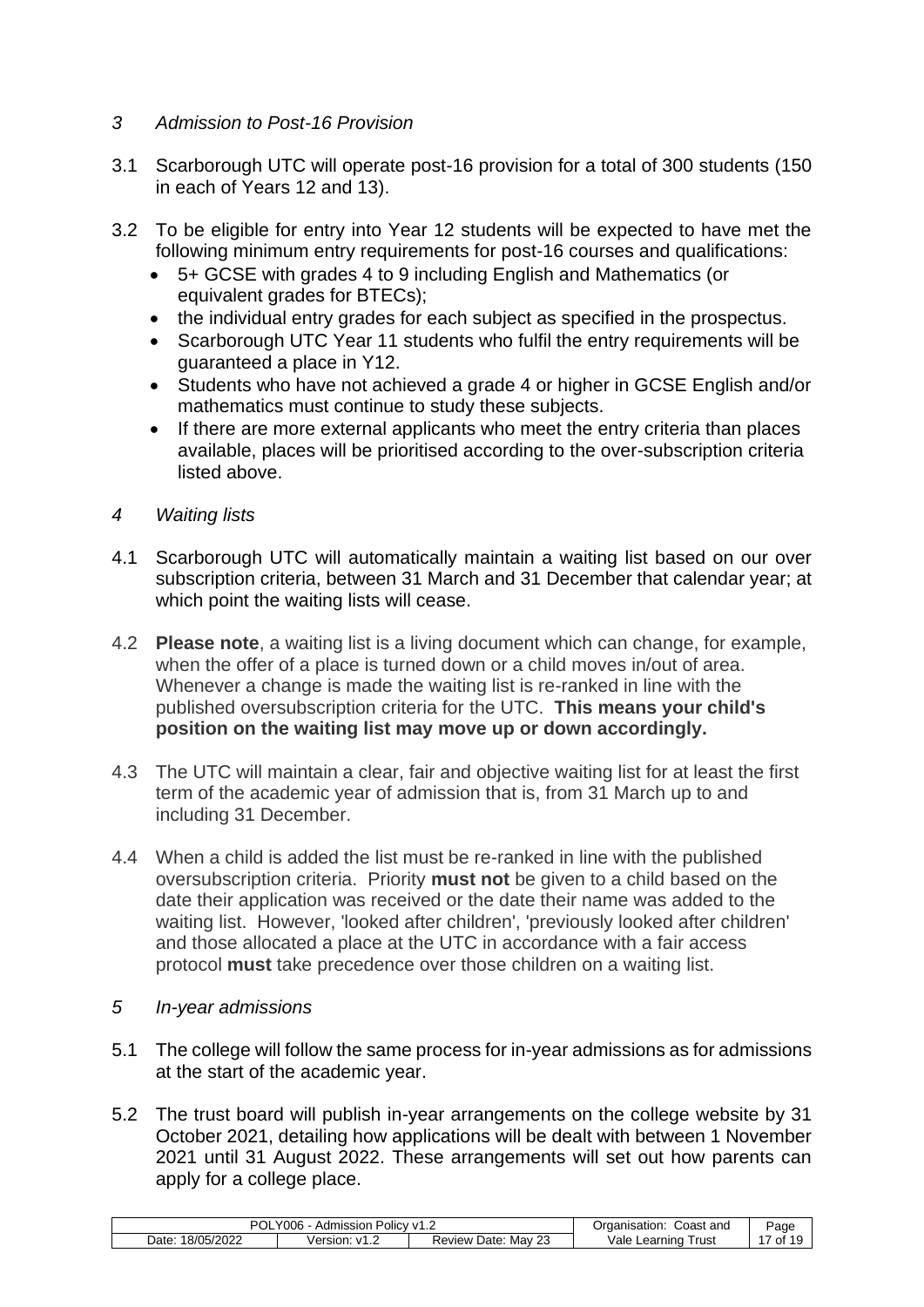## *3 Admission to Post-16 Provision*

3.1 Scarborough UTC will operate post-16 provision for a total of 300 students (150 in each of Years 12 and 13).

3.2 To be eligible for entry into Year 12 students will be expected to have met the following minimum entry requirements for post-16 courses and qualifications:

- 5+ GCSE with grades 4 to 9 including English and Mathematics (or equivalent grades for BTECs);
- the individual entry grades for each subject as specified in the prospectus.
- Scarborough UTC Year 11 students who fulfil the entry requirements will be guaranteed a place in Y12.
- Students who have not achieved a grade 4 or higher in GCSE English and/or mathematics must continue to study these subjects.
- If there are more external applicants who meet the entry criteria than places available, places will be prioritised according to the over-subscription criteria listed above.

## *4 Waiting lists*

4.1 Scarborough UTC will automatically maintain a waiting list based on our over subscription criteria, between 31 March and 31 December that calendar year; at which point the waiting lists will cease.

4.2 **Please note**, a waiting list is a living document which can change, for example, when the offer of a place is turned down or a child moves in/out of area. Whenever a change is made the waiting list is re-ranked in line with the published oversubscription criteria for the UTC. **This means your child's position on the waiting list may move up or down accordingly.**

4.3 The UTC will maintain a clear, fair and objective waiting list for at least the first term of the academic year of admission that is, from 31 March up to and including 31 December.

4.4 When a child is added the list must be re-ranked in line with the published oversubscription criteria. Priority **must not** be given to a child based on the date their application was received or the date their name was added to the waiting list. However, 'looked after children', 'previously looked after children' and those allocated a place at the UTC in accordance with a fair access protocol **must** take precedence over those children on a waiting list.

## *5 In-year admissions*

5.1 The college will follow the same process for in-year admissions as for admissions at the start of the academic year.

5.2 The trust board will publish in-year arrangements on the college website by 31 October 2021, detailing how applications will be dealt with between 1 November 2021 until 31 August 2022. These arrangements will set out how parents can apply for a college place.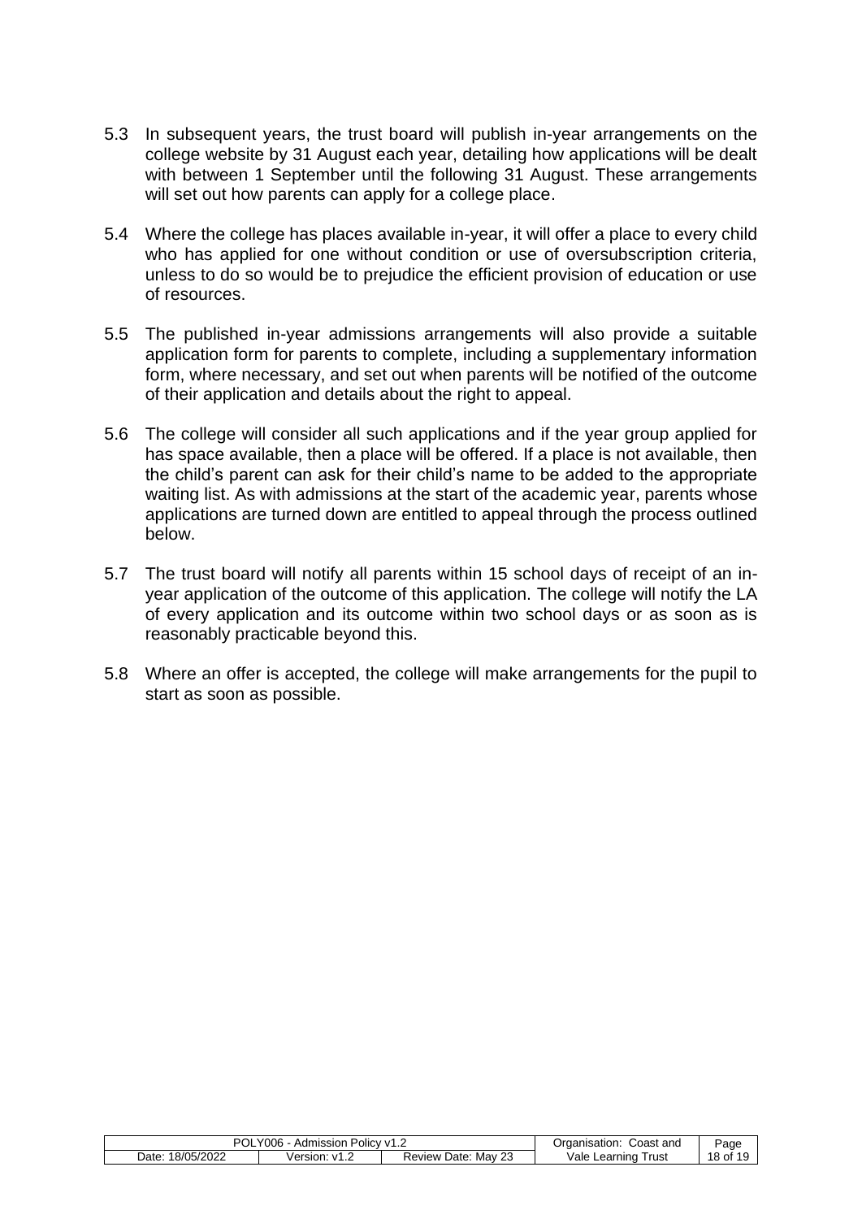5.3 In subsequent years, the trust board will publish in-year arrangements on the college website by 31 August each year, detailing how applications will be dealt with between 1 September until the following 31 August. These arrangements will set out how parents can apply for a college place.

5.4 Where the college has places available in-year, it will offer a place to every child who has applied for one without condition or use of oversubscription criteria, unless to do so would be to prejudice the efficient provision of education or use of resources.

5.5 The published in-year admissions arrangements will also provide a suitable application form for parents to complete, including a supplementary information form, where necessary, and set out when parents will be notified of the outcome of their application and details about the right to appeal.

5.6 The college will consider all such applications and if the year group applied for has space available, then a place will be offered. If a place is not available, then the child's parent can ask for their child's name to be added to the appropriate waiting list. As with admissions at the start of the academic year, parents whose applications are turned down are entitled to appeal through the process outlined below.

5.7 The trust board will notify all parents within 15 school days of receipt of an in-year application of the outcome of this application. The college will notify the LA of every application and its outcome within two school days or as soon as is reasonably practicable beyond this.

5.8 Where an offer is accepted, the college will make arrangements for the pupil to start as soon as possible.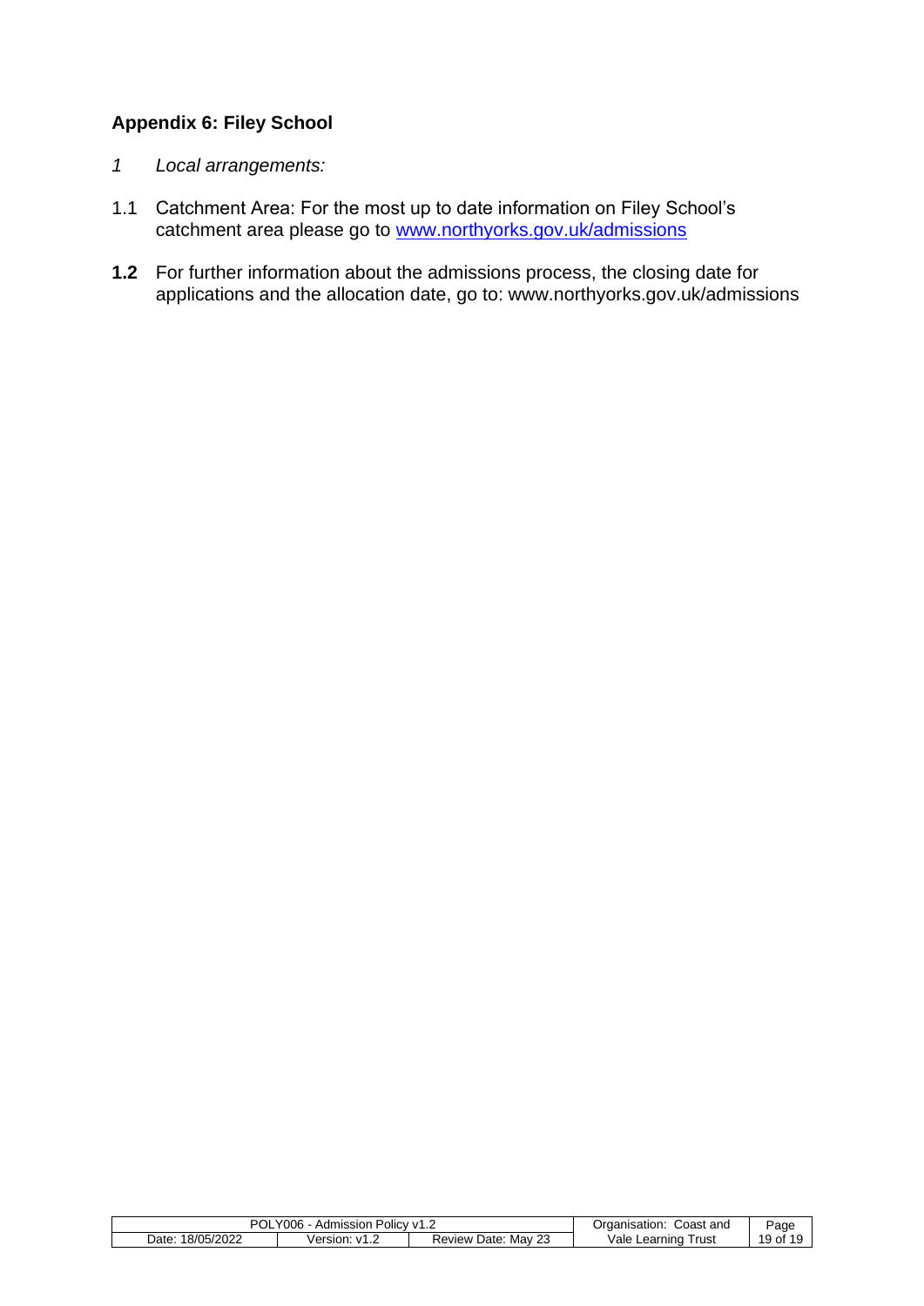## Appendix 6: Filey School

*1 Local arrangements:*

1.1 Catchment Area: For the most up to date information on Filey School's catchment area please go to [www.northyorks.gov.uk/admissions](http://www.northyorks.gov.uk/admissions)

**1.2** For further information about the admissions process, the closing date for applications and the allocation date, go to: www.northyorks.gov.uk/admissions